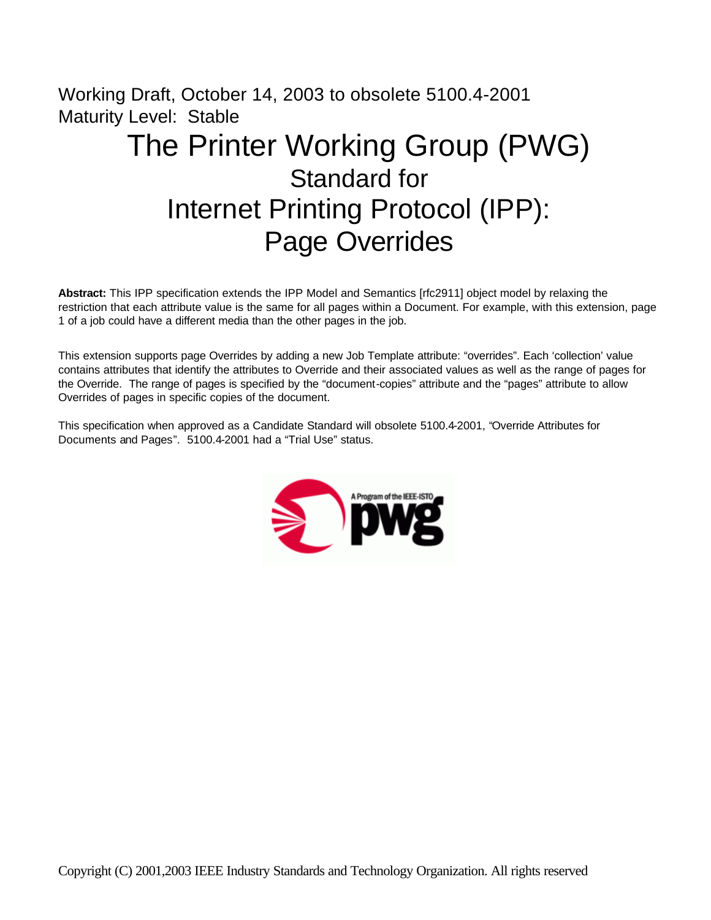Working Draft, October 14, 2003 to obsolete 5100.4-2001
Maturity Level: Stable

# The Printer Working Group (PWG)
## Standard for
## Internet Printing Protocol (IPP):
## Page Overrides

**Abstract:** This IPP specification extends the IPP Model and Semantics [rfc2911] object model by relaxing the restriction that each attribute value is the same for all pages within a Document. For example, with this extension, page 1 of a job could have a different media than the other pages in the job.

This extension supports page Overrides by adding a new Job Template attribute: "overrides". Each 'collection' value contains attributes that identify the attributes to Override and their associated values as well as the range of pages for the Override. The range of pages is specified by the "document-copies" attribute and the "pages" attribute to allow Overrides of pages in specific copies of the document.

This specification when approved as a Candidate Standard will obsolete 5100.4-2001, "Override Attributes for Documents and Pages". 5100.4-2001 had a "Trial Use" status.

Copyright (C) 2001,2003 IEEE Industry Standards and Technology Organization. All rights reserved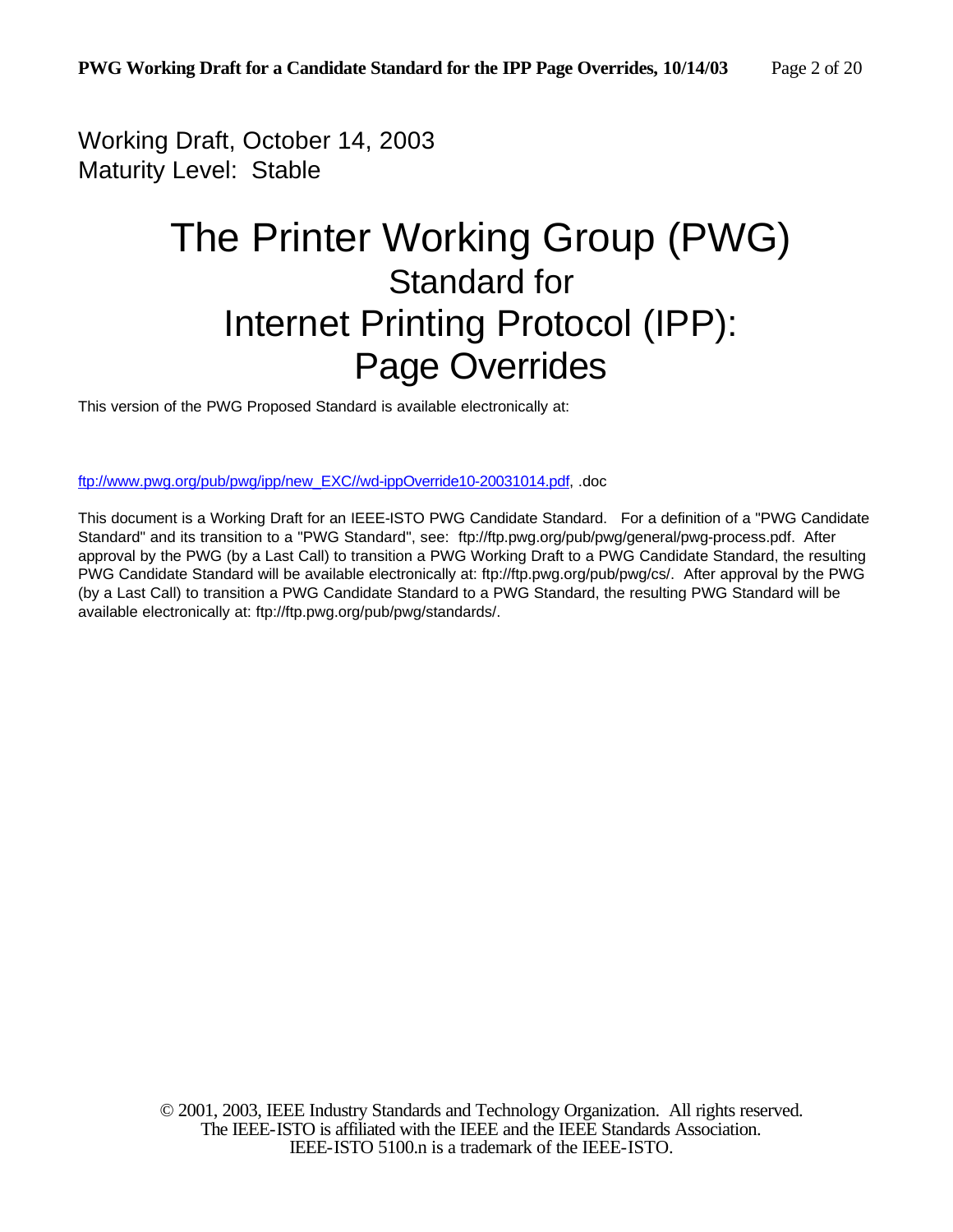Working Draft, October 14, 2003
Maturity Level: Stable

# The Printer Working Group (PWG)
## Standard for
## Internet Printing Protocol (IPP):
## Page Overrides

This version of the PWG Proposed Standard is available electronically at:

ftp://www.pwg.org/pub/pwg/ipp/new_EXC//wd-ippOverride10-20031014.pdf, .doc

This document is a Working Draft for an IEEE-ISTO PWG Candidate Standard. For a definition of a "PWG Candidate Standard" and its transition to a "PWG Standard", see: ftp://ftp.pwg.org/pub/pwg/general/pwg-process.pdf. After approval by the PWG (by a Last Call) to transition a PWG Working Draft to a PWG Candidate Standard, the resulting PWG Candidate Standard will be available electronically at: ftp://ftp.pwg.org/pub/pwg/cs/. After approval by the PWG (by a Last Call) to transition a PWG Candidate Standard to a PWG Standard, the resulting PWG Standard will be available electronically at: ftp://ftp.pwg.org/pub/pwg/standards/.

© 2001, 2003, IEEE Industry Standards and Technology Organization. All rights reserved.
The IEEE-ISTO is affiliated with the IEEE and the IEEE Standards Association.
IEEE-ISTO 5100.n is a trademark of the IEEE-ISTO.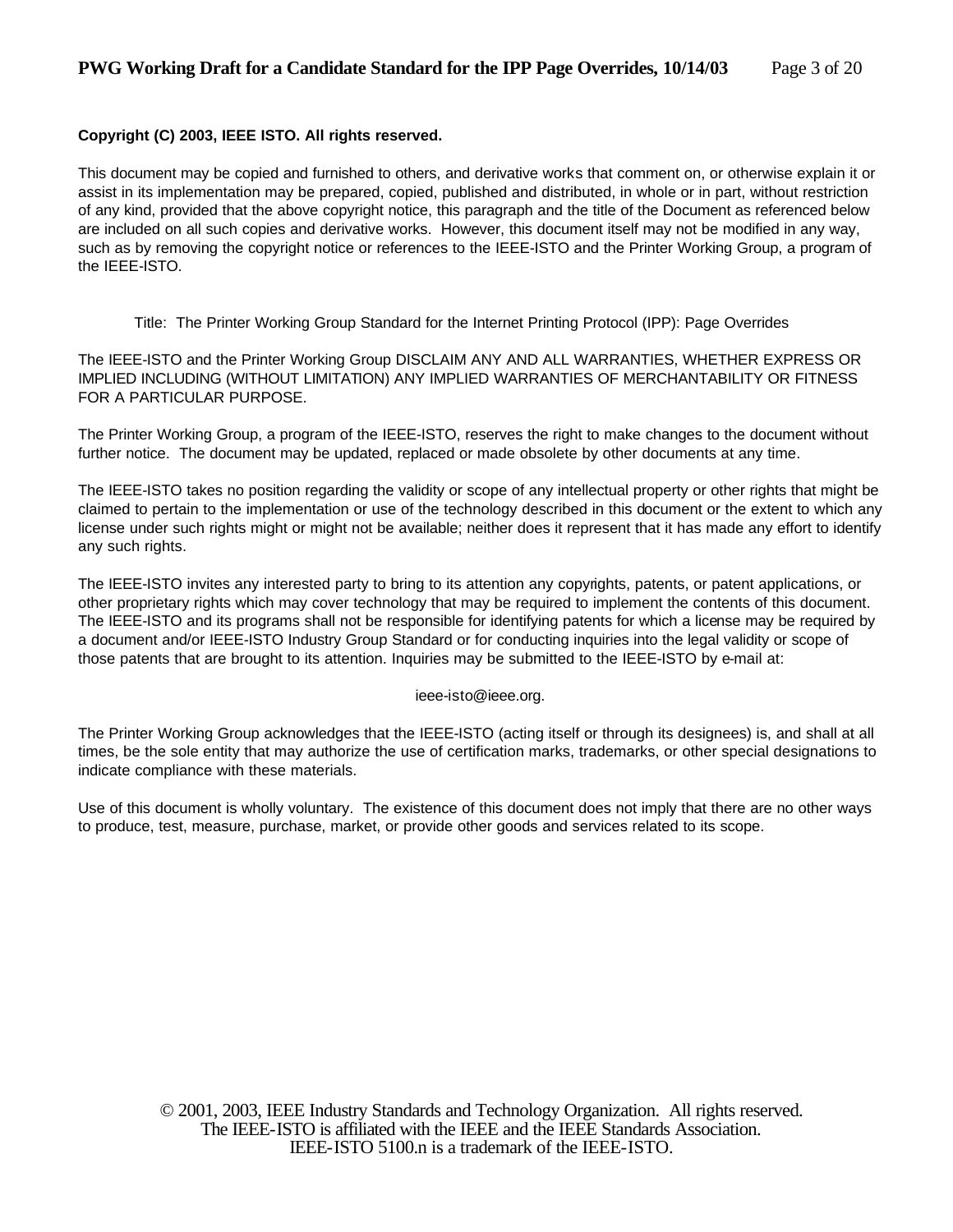**Copyright (C) 2003, IEEE ISTO. All rights reserved.**

This document may be copied and furnished to others, and derivative works that comment on, or otherwise explain it or assist in its implementation may be prepared, copied, published and distributed, in whole or in part, without restriction of any kind, provided that the above copyright notice, this paragraph and the title of the Document as referenced below are included on all such copies and derivative works. However, this document itself may not be modified in any way, such as by removing the copyright notice or references to the IEEE-ISTO and the Printer Working Group, a program of the IEEE-ISTO.

Title: The Printer Working Group Standard for the Internet Printing Protocol (IPP): Page Overrides

The IEEE-ISTO and the Printer Working Group DISCLAIM ANY AND ALL WARRANTIES, WHETHER EXPRESS OR IMPLIED INCLUDING (WITHOUT LIMITATION) ANY IMPLIED WARRANTIES OF MERCHANTABILITY OR FITNESS FOR A PARTICULAR PURPOSE.

The Printer Working Group, a program of the IEEE-ISTO, reserves the right to make changes to the document without further notice. The document may be updated, replaced or made obsolete by other documents at any time.

The IEEE-ISTO takes no position regarding the validity or scope of any intellectual property or other rights that might be claimed to pertain to the implementation or use of the technology described in this document or the extent to which any license under such rights might or might not be available; neither does it represent that it has made any effort to identify any such rights.

The IEEE-ISTO invites any interested party to bring to its attention any copyrights, patents, or patent applications, or other proprietary rights which may cover technology that may be required to implement the contents of this document. The IEEE-ISTO and its programs shall not be responsible for identifying patents for which a license may be required by a document and/or IEEE-ISTO Industry Group Standard or for conducting inquiries into the legal validity or scope of those patents that are brought to its attention. Inquiries may be submitted to the IEEE-ISTO by e-mail at:

ieee-isto@ieee.org.

The Printer Working Group acknowledges that the IEEE-ISTO (acting itself or through its designees) is, and shall at all times, be the sole entity that may authorize the use of certification marks, trademarks, or other special designations to indicate compliance with these materials.

Use of this document is wholly voluntary. The existence of this document does not imply that there are no other ways to produce, test, measure, purchase, market, or provide other goods and services related to its scope.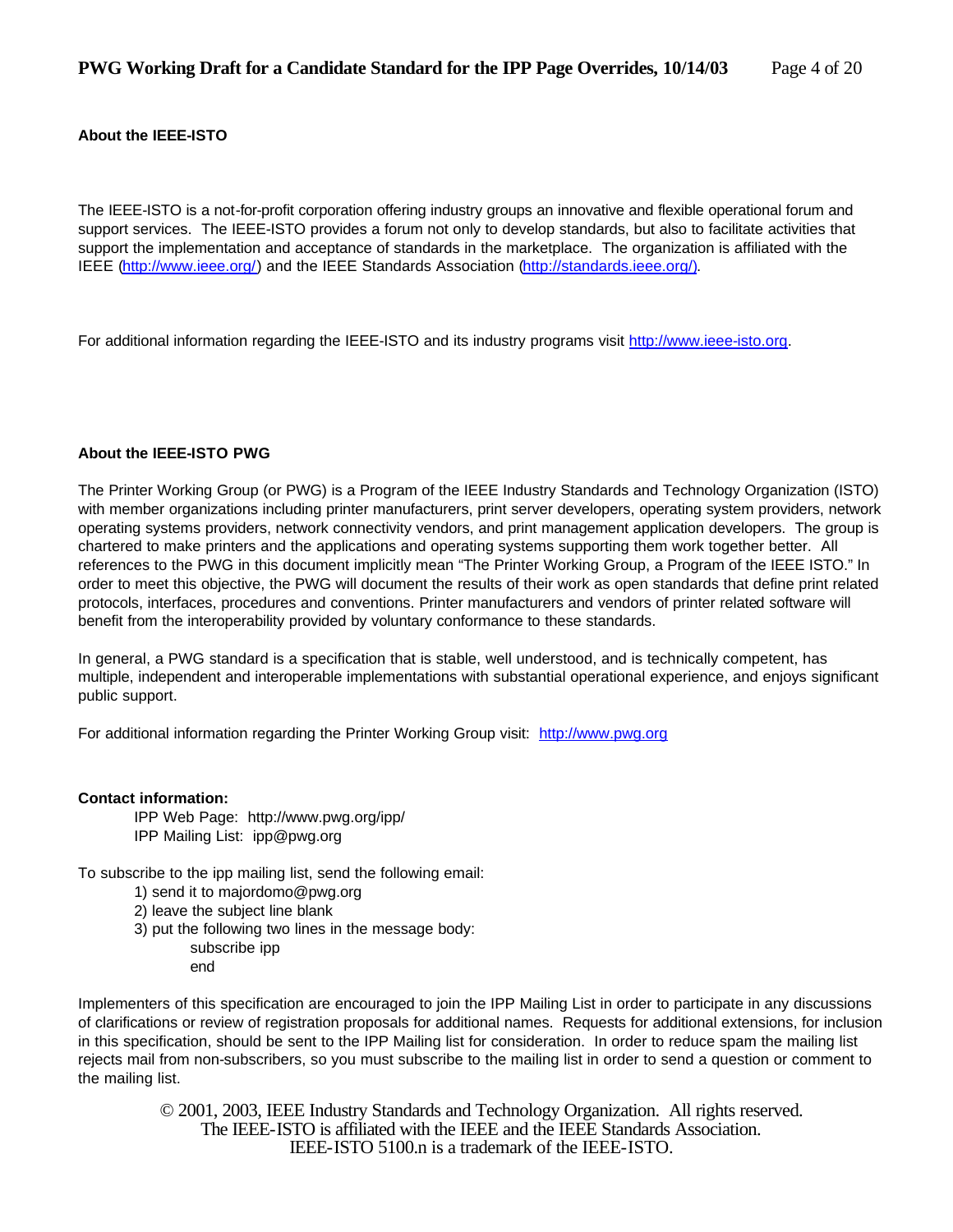**About the IEEE-ISTO**

The IEEE-ISTO is a not-for-profit corporation offering industry groups an innovative and flexible operational forum and support services. The IEEE-ISTO provides a forum not only to develop standards, but also to facilitate activities that support the implementation and acceptance of standards in the marketplace. The organization is affiliated with the IEEE (http://www.ieee.org/) and the IEEE Standards Association (http://standards.ieee.org/).

For additional information regarding the IEEE-ISTO and its industry programs visit http://www.ieee-isto.org.

**About the IEEE-ISTO PWG**

The Printer Working Group (or PWG) is a Program of the IEEE Industry Standards and Technology Organization (ISTO) with member organizations including printer manufacturers, print server developers, operating system providers, network operating systems providers, network connectivity vendors, and print management application developers. The group is chartered to make printers and the applications and operating systems supporting them work together better. All references to the PWG in this document implicitly mean "The Printer Working Group, a Program of the IEEE ISTO." In order to meet this objective, the PWG will document the results of their work as open standards that define print related protocols, interfaces, procedures and conventions. Printer manufacturers and vendors of printer related software will benefit from the interoperability provided by voluntary conformance to these standards.

In general, a PWG standard is a specification that is stable, well understood, and is technically competent, has multiple, independent and interoperable implementations with substantial operational experience, and enjoys significant public support.

For additional information regarding the Printer Working Group visit: http://www.pwg.org

**Contact information:**

IPP Web Page: http://www.pwg.org/ipp/
IPP Mailing List: ipp@pwg.org

To subscribe to the ipp mailing list, send the following email:

1) send it to majordomo@pwg.org
2) leave the subject line blank
3) put the following two lines in the message body:
   subscribe ipp
   end

Implementers of this specification are encouraged to join the IPP Mailing List in order to participate in any discussions of clarifications or review of registration proposals for additional names. Requests for additional extensions, for inclusion in this specification, should be sent to the IPP Mailing list for consideration. In order to reduce spam the mailing list rejects mail from non-subscribers, so you must subscribe to the mailing list in order to send a question or comment to the mailing list.

© 2001, 2003, IEEE Industry Standards and Technology Organization. All rights reserved.
The IEEE-ISTO is affiliated with the IEEE and the IEEE Standards Association.
IEEE-ISTO 5100.n is a trademark of the IEEE-ISTO.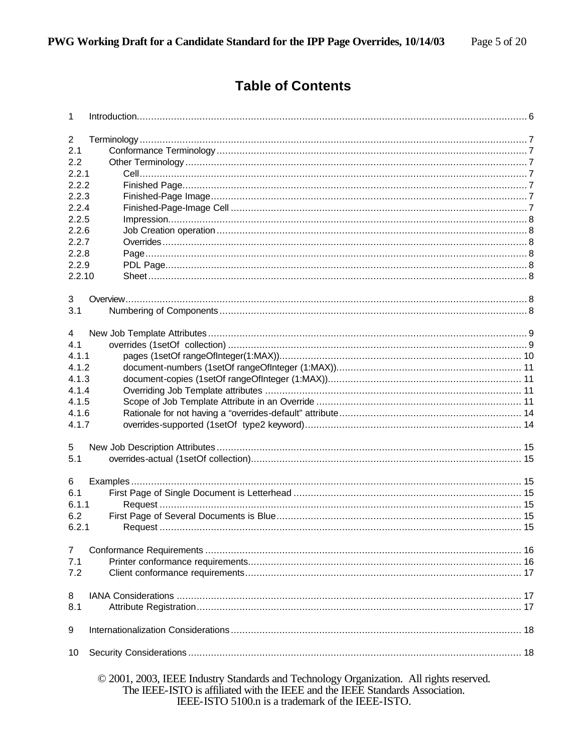# Table of Contents

1 Introduction.......................................................................................................................................... 6

2 Terminology .......................................................................................................................................... 7
2.1 Conformance Terminology ................................................................................................................ 7
2.2 Other Terminology ............................................................................................................................ 7
2.2.1 Cell.................................................................................................................................................. 7
2.2.2 Finished Page................................................................................................................................. 7
2.2.3 Finished-Page Image....................................................................................................................... 7
2.2.4 Finished-Page-Image Cell ............................................................................................................... 7
2.2.5 Impression....................................................................................................................................... 8
2.2.6 Job Creation operation .................................................................................................................... 8
2.2.7 Overrides ......................................................................................................................................... 8
2.2.8 Page................................................................................................................................................ 8
2.2.9 PDL Page........................................................................................................................................ 8
2.2.10 Sheet ............................................................................................................................................. 8

3 Overview................................................................................................................................................ 8
3.1 Numbering of Components ................................................................................................................ 8

4 New Job Template Attributes ................................................................................................................. 9
4.1 overrides (1setOf collection) .............................................................................................................. 9
4.1.1 pages (1setOf rangeOfInteger(1:MAX))........................................................................................ 10
4.1.2 document-numbers (1setOf rangeOfInteger (1:MAX)).................................................................. 11
4.1.3 document-copies (1setOf rangeOfInteger (1:MAX))..................................................................... 11
4.1.4 Overriding Job Template attributes ............................................................................................... 11
4.1.5 Scope of Job Template Attribute in an Override ........................................................................... 11
4.1.6 Rationale for not having a “overrides-default” attribute................................................................. 14
4.1.7 overrides-supported (1setOf type2 keyword)................................................................................ 14

5 New Job Description Attributes ........................................................................................................... 15
5.1 overrides-actual (1setOf collection).................................................................................................. 15

6 Examples ............................................................................................................................................. 15
6.1 First Page of Single Document is Letterhead ................................................................................... 15
6.1.1 Request ......................................................................................................................................... 15
6.2 First Page of Several Documents is Blue.......................................................................................... 15
6.2.1 Request ......................................................................................................................................... 15

7 Conformance Requirements ................................................................................................................ 16
7.1 Printer conformance requirements.................................................................................................... 16
7.2 Client conformance requirements..................................................................................................... 17

8 IANA Considerations ........................................................................................................................... 17
8.1 Attribute Registration........................................................................................................................ 17

9 Internationalization Considerations ....................................................................................................... 18

10 Security Considerations ..................................................................................................................... 18

© 2001, 2003, IEEE Industry Standards and Technology Organization. All rights reserved.
The IEEE-ISTO is affiliated with the IEEE and the IEEE Standards Association.
IEEE-ISTO 5100.n is a trademark of the IEEE-ISTO.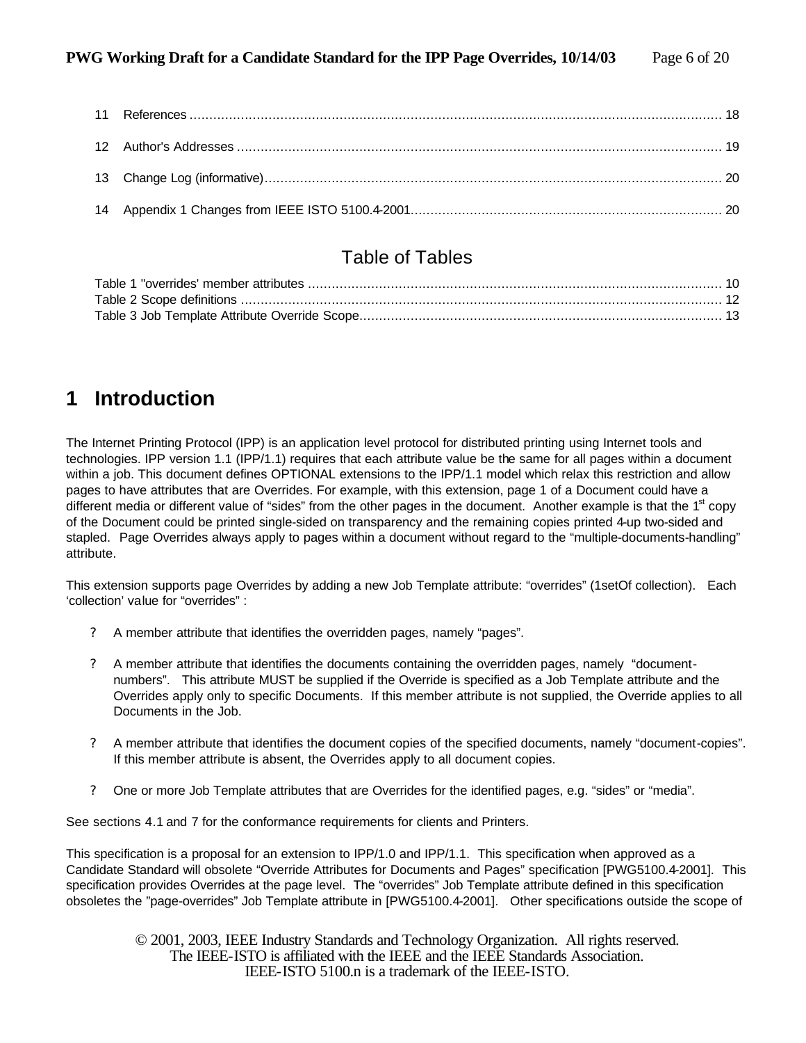| | | |
|---|---|---|
| 11 | References | 18 |
| 12 | Author's Addresses | 19 |
| 13 | Change Log (informative) | 20 |
| 14 | Appendix 1 Changes from IEEE ISTO 5100.4-2001 | 20 |

## Table of Tables

| | |
|---|---|
| Table 1 "overrides' member attributes | 10 |
| Table 2 Scope definitions | 12 |
| Table 3 Job Template Attribute Override Scope | 13 |

# 1 Introduction

The Internet Printing Protocol (IPP) is an application level protocol for distributed printing using Internet tools and technologies. IPP version 1.1 (IPP/1.1) requires that each attribute value be the same for all pages within a document within a job. This document defines OPTIONAL extensions to the IPP/1.1 model which relax this restriction and allow pages to have attributes that are Overrides. For example, with this extension, page 1 of a Document could have a different media or different value of "sides" from the other pages in the document. Another example is that the 1st copy of the Document could be printed single-sided on transparency and the remaining copies printed 4-up two-sided and stapled. Page Overrides always apply to pages within a document without regard to the "multiple-documents-handling" attribute.

This extension supports page Overrides by adding a new Job Template attribute: "overrides" (1setOf collection). Each 'collection' value for "overrides" :

- A member attribute that identifies the overridden pages, namely "pages".
- A member attribute that identifies the documents containing the overridden pages, namely "document-numbers". This attribute MUST be supplied if the Override is specified as a Job Template attribute and the Overrides apply only to specific Documents. If this member attribute is not supplied, the Override applies to all Documents in the Job.
- A member attribute that identifies the document copies of the specified documents, namely "document-copies". If this member attribute is absent, the Overrides apply to all document copies.
- One or more Job Template attributes that are Overrides for the identified pages, e.g. "sides" or "media".

See sections 4.1 and 7 for the conformance requirements for clients and Printers.

This specification is a proposal for an extension to IPP/1.0 and IPP/1.1. This specification when approved as a Candidate Standard will obsolete "Override Attributes for Documents and Pages" specification [PWG5100.4-2001]. This specification provides Overrides at the page level. The "overrides" Job Template attribute defined in this specification obsoletes the "page-overrides" Job Template attribute in [PWG5100.4-2001]. Other specifications outside the scope of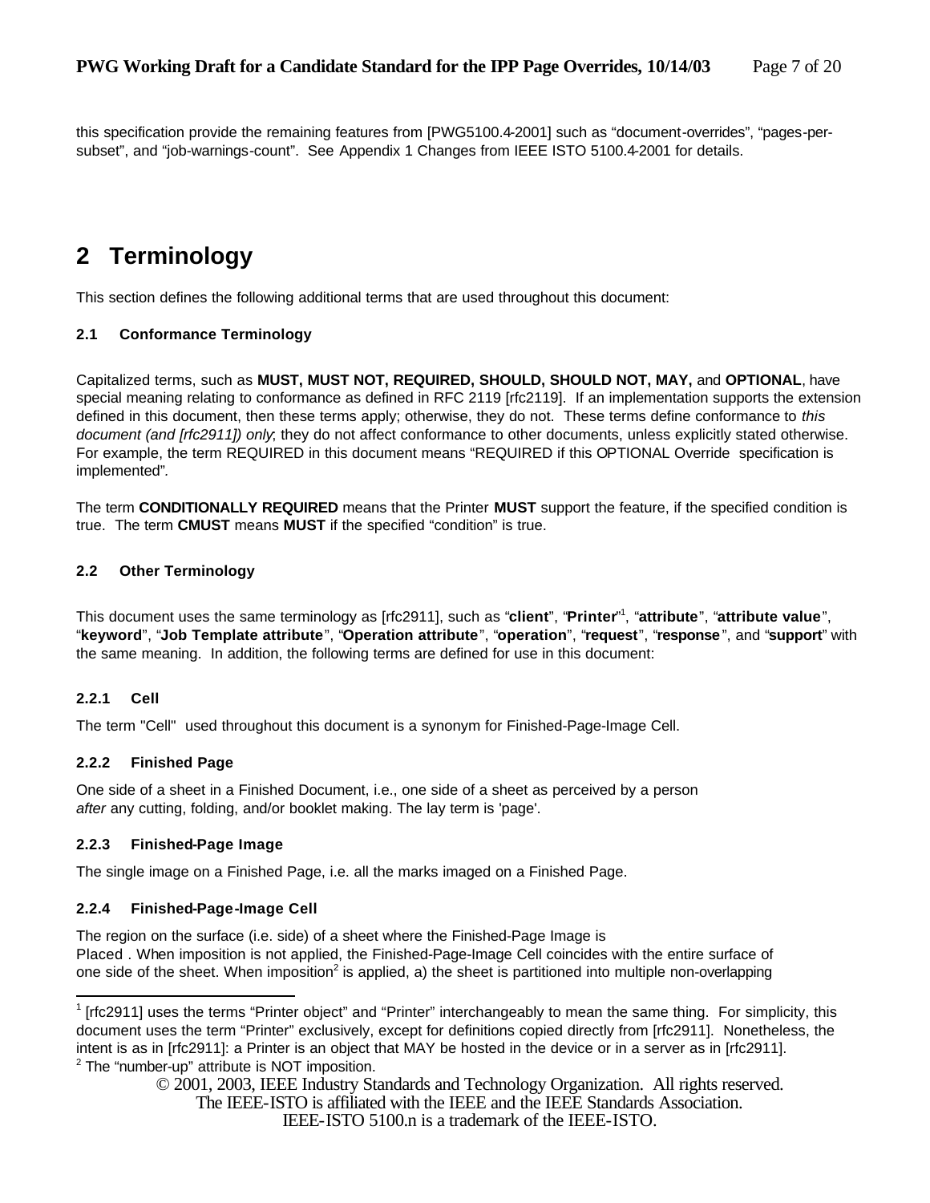this specification provide the remaining features from [PWG5100.4-2001] such as "document-overrides", "pages-per-subset", and "job-warnings-count". See Appendix 1 Changes from IEEE ISTO 5100.4-2001 for details.

# 2 Terminology

This section defines the following additional terms that are used throughout this document:

### 2.1 Conformance Terminology

Capitalized terms, such as **MUST, MUST NOT, REQUIRED, SHOULD, SHOULD NOT, MAY,** and **OPTIONAL**, have special meaning relating to conformance as defined in RFC 2119 [rfc2119]. If an implementation supports the extension defined in this document, then these terms apply; otherwise, they do not. These terms define conformance to *this document (and [rfc2911]) only*; they do not affect conformance to other documents, unless explicitly stated otherwise. For example, the term REQUIRED in this document means "REQUIRED if this OPTIONAL Override specification is implemented".

The term **CONDITIONALLY REQUIRED** means that the Printer **MUST** support the feature, if the specified condition is true. The term **CMUST** means **MUST** if the specified "condition" is true.

### 2.2 Other Terminology

This document uses the same terminology as [rfc2911], such as "**client**", "**Printer**"[1], "**attribute**", "**attribute value**", "**keyword**", "**Job Template attribute**", "**Operation attribute**", "**operation**", "**request**", "**response**", and "**support**" with the same meaning. In addition, the following terms are defined for use in this document:

#### 2.2.1 Cell

The term "Cell" used throughout this document is a synonym for Finished-Page-Image Cell.

#### 2.2.2 Finished Page

One side of a sheet in a Finished Document, i.e., one side of a sheet as perceived by a person *after* any cutting, folding, and/or booklet making. The lay term is 'page'.

#### 2.2.3 Finished-Page Image

The single image on a Finished Page, i.e. all the marks imaged on a Finished Page.

#### 2.2.4 Finished-Page-Image Cell

The region on the surface (i.e. side) of a sheet where the Finished-Page Image is Placed . When imposition is not applied, the Finished-Page-Image Cell coincides with the entire surface of one side of the sheet. When imposition[2] is applied, a) the sheet is partitioned into multiple non-overlapping

---

[1] [rfc2911] uses the terms "Printer object" and "Printer" interchangeably to mean the same thing. For simplicity, this document uses the term "Printer" exclusively, except for definitions copied directly from [rfc2911]. Nonetheless, the intent is as in [rfc2911]: a Printer is an object that MAY be hosted in the device or in a server as in [rfc2911].

[2] The "number-up" attribute is NOT imposition.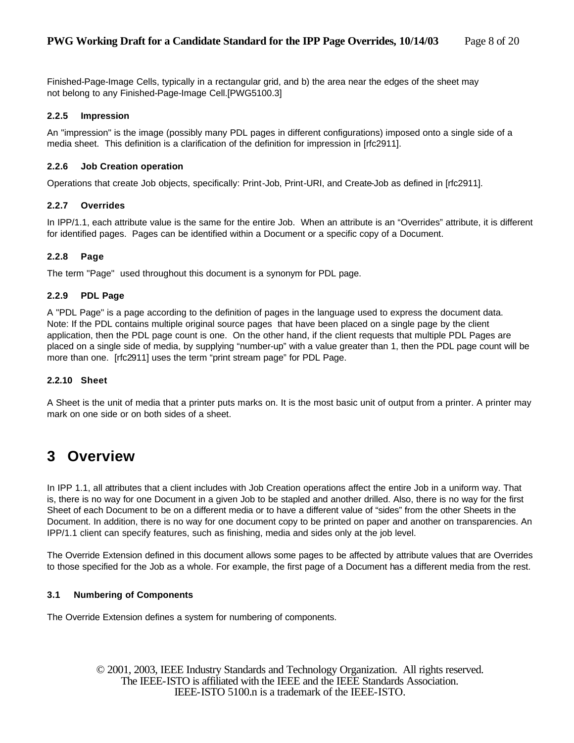Finished-Page-Image Cells, typically in a rectangular grid, and b) the area near the edges of the sheet may not belong to any Finished-Page-Image Cell.[PWG5100.3]

#### 2.2.5 Impression

An "impression" is the image (possibly many PDL pages in different configurations) imposed onto a single side of a media sheet. This definition is a clarification of the definition for impression in [rfc2911].

#### 2.2.6 Job Creation operation

Operations that create Job objects, specifically: Print-Job, Print-URI, and Create-Job as defined in [rfc2911].

#### 2.2.7 Overrides

In IPP/1.1, each attribute value is the same for the entire Job. When an attribute is an "Overrides" attribute, it is different for identified pages. Pages can be identified within a Document or a specific copy of a Document.

#### 2.2.8 Page

The term "Page" used throughout this document is a synonym for PDL page.

#### 2.2.9 PDL Page

A "PDL Page" is a page according to the definition of pages in the language used to express the document data. Note: If the PDL contains multiple original source pages that have been placed on a single page by the client application, then the PDL page count is one. On the other hand, if the client requests that multiple PDL Pages are placed on a single side of media, by supplying "number-up" with a value greater than 1, then the PDL page count will be more than one. [rfc2911] uses the term "print stream page" for PDL Page.

#### 2.2.10 Sheet

A Sheet is the unit of media that a printer puts marks on. It is the most basic unit of output from a printer. A printer may mark on one side or on both sides of a sheet.

# 3 Overview

In IPP 1.1, all attributes that a client includes with Job Creation operations affect the entire Job in a uniform way. That is, there is no way for one Document in a given Job to be stapled and another drilled. Also, there is no way for the first Sheet of each Document to be on a different media or to have a different value of "sides" from the other Sheets in the Document. In addition, there is no way for one document copy to be printed on paper and another on transparencies. An IPP/1.1 client can specify features, such as finishing, media and sides only at the job level.

The Override Extension defined in this document allows some pages to be affected by attribute values that are Overrides to those specified for the Job as a whole. For example, the first page of a Document has a different media from the rest.

### 3.1 Numbering of Components

The Override Extension defines a system for numbering of components.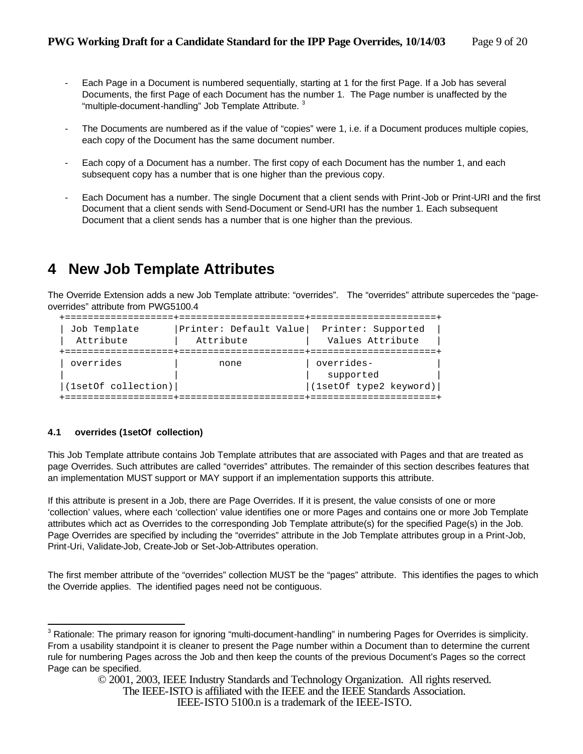- Each Page in a Document is numbered sequentially, starting at 1 for the first Page. If a Job has several Documents, the first Page of each Document has the number 1. The Page number is unaffected by the "multiple-document-handling" Job Template Attribute. [3]

- The Documents are numbered as if the value of "copies" were 1, i.e. if a Document produces multiple copies, each copy of the Document has the same document number.

- Each copy of a Document has a number. The first copy of each Document has the number 1, and each subsequent copy has a number that is one higher than the previous copy.

- Each Document has a number. The single Document that a client sends with Print-Job or Print-URI and the first Document that a client sends with Send-Document or Send-URI has the number 1. Each subsequent Document that a client sends has a number that is one higher than the previous.

# 4 New Job Template Attributes

The Override Extension adds a new Job Template attribute: "overrides". The "overrides" attribute supercedes the "page-overrides" attribute from PWG5100.4

| Job Template Attribute | Printer: Default Value Attribute | Printer: Supported Values Attribute |
|---|---|---|
| overrides (1setOf collection) | none | overrides-supported (1setOf type2 keyword) |

### 4.1 overrides (1setOf collection)

This Job Template attribute contains Job Template attributes that are associated with Pages and that are treated as page Overrides. Such attributes are called "overrides" attributes. The remainder of this section describes features that an implementation MUST support or MAY support if an implementation supports this attribute.

If this attribute is present in a Job, there are Page Overrides. If it is present, the value consists of one or more 'collection' values, where each 'collection' value identifies one or more Pages and contains one or more Job Template attributes which act as Overrides to the corresponding Job Template attribute(s) for the specified Page(s) in the Job. Page Overrides are specified by including the "overrides" attribute in the Job Template attributes group in a Print-Job, Print-Uri, Validate-Job, Create-Job or Set-Job-Attributes operation.

The first member attribute of the "overrides" collection MUST be the "pages" attribute. This identifies the pages to which the Override applies. The identified pages need not be contiguous.

---

[3] Rationale: The primary reason for ignoring "multi-document-handling" in numbering Pages for Overrides is simplicity. From a usability standpoint it is cleaner to present the Page number within a Document than to determine the current rule for numbering Pages across the Job and then keep the counts of the previous Document's Pages so the correct Page can be specified.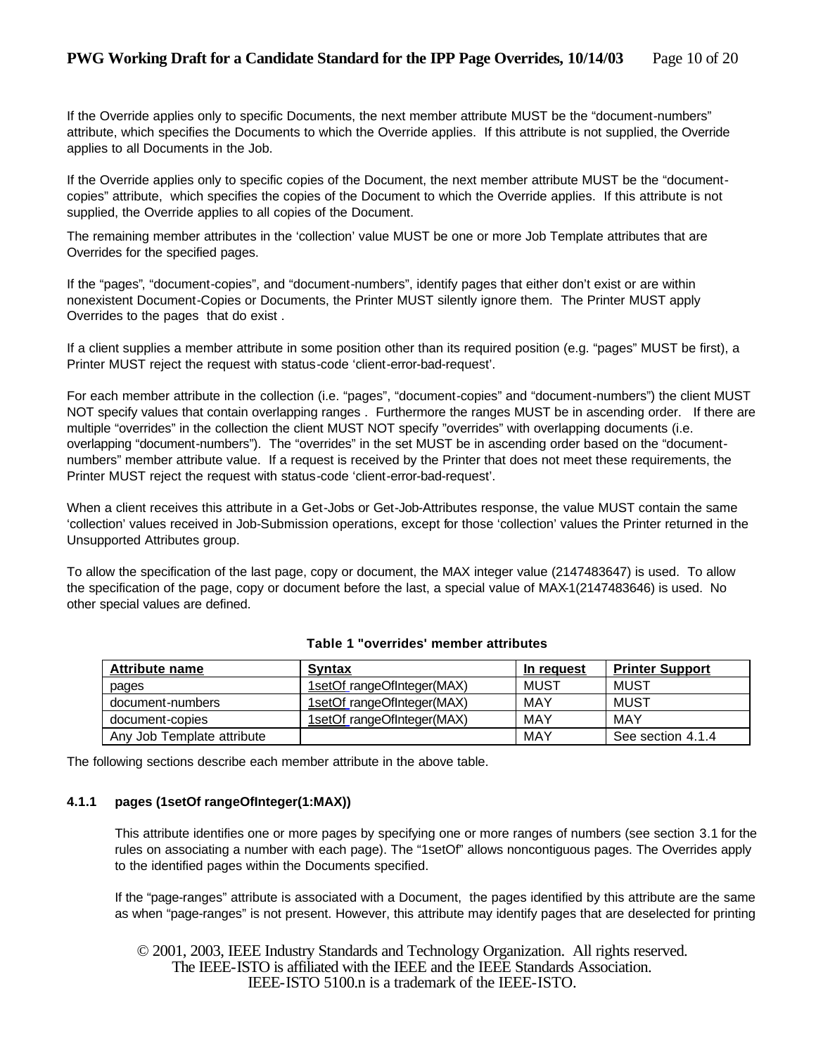If the Override applies only to specific Documents, the next member attribute MUST be the "document-numbers" attribute, which specifies the Documents to which the Override applies. If this attribute is not supplied, the Override applies to all Documents in the Job.

If the Override applies only to specific copies of the Document, the next member attribute MUST be the "document-copies" attribute, which specifies the copies of the Document to which the Override applies. If this attribute is not supplied, the Override applies to all copies of the Document.

The remaining member attributes in the 'collection' value MUST be one or more Job Template attributes that are Overrides for the specified pages.

If the "pages", "document-copies", and "document-numbers", identify pages that either don't exist or are within nonexistent Document-Copies or Documents, the Printer MUST silently ignore them. The Printer MUST apply Overrides to the pages that do exist .

If a client supplies a member attribute in some position other than its required position (e.g. "pages" MUST be first), a Printer MUST reject the request with status-code 'client-error-bad-request'.

For each member attribute in the collection (i.e. "pages", "document-copies" and "document-numbers") the client MUST NOT specify values that contain overlapping ranges . Furthermore the ranges MUST be in ascending order. If there are multiple "overrides" in the collection the client MUST NOT specify "overrides" with overlapping documents (i.e. overlapping "document-numbers"). The "overrides" in the set MUST be in ascending order based on the "document-numbers" member attribute value. If a request is received by the Printer that does not meet these requirements, the Printer MUST reject the request with status-code 'client-error-bad-request'.

When a client receives this attribute in a Get-Jobs or Get-Job-Attributes response, the value MUST contain the same 'collection' values received in Job-Submission operations, except for those 'collection' values the Printer returned in the Unsupported Attributes group.

To allow the specification of the last page, copy or document, the MAX integer value (2147483647) is used. To allow the specification of the page, copy or document before the last, a special value of MAX-1(2147483646) is used. No other special values are defined.

**Table 1 "overrides' member attributes**

| Attribute name | Syntax | In request | Printer Support |
|---|---|---|---|
| pages | 1setOf rangeOfInteger(MAX) | MUST | MUST |
| document-numbers | 1setOf rangeOfInteger(MAX) | MAY | MUST |
| document-copies | 1setOf rangeOfInteger(MAX) | MAY | MAY |
| Any Job Template attribute | | MAY | See section 4.1.4 |

The following sections describe each member attribute in the above table.

#### 4.1.1 pages (1setOf rangeOfInteger(1:MAX))

This attribute identifies one or more pages by specifying one or more ranges of numbers (see section 3.1 for the rules on associating a number with each page). The "1setOf" allows noncontiguous pages. The Overrides apply to the identified pages within the Documents specified.

If the "page-ranges" attribute is associated with a Document, the pages identified by this attribute are the same as when "page-ranges" is not present. However, this attribute may identify pages that are deselected for printing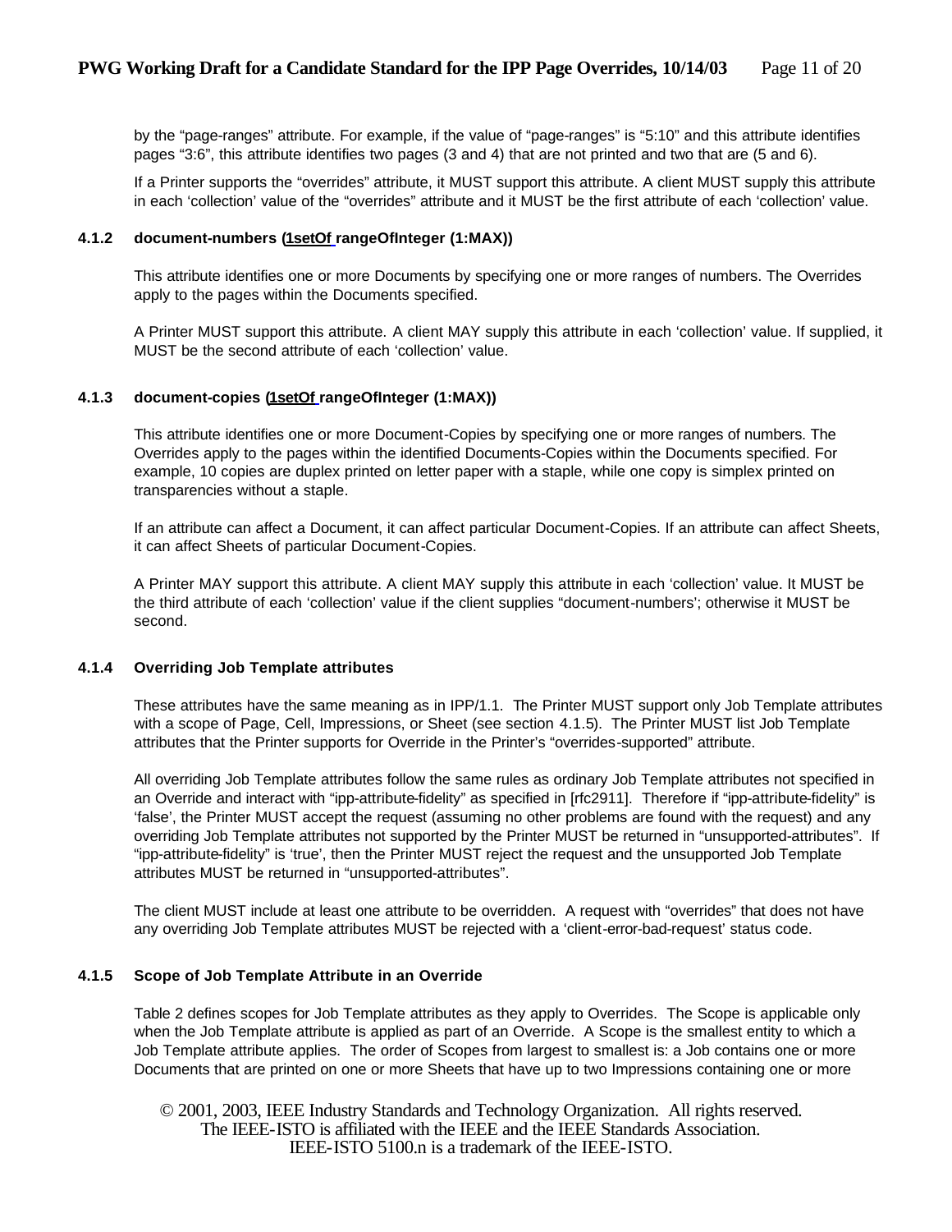by the "page-ranges" attribute. For example, if the value of "page-ranges" is "5:10" and this attribute identifies pages "3:6", this attribute identifies two pages (3 and 4) that are not printed and two that are (5 and 6).

If a Printer supports the "overrides" attribute, it MUST support this attribute. A client MUST supply this attribute in each 'collection' value of the "overrides" attribute and it MUST be the first attribute of each 'collection' value.

### 4.1.2 document-numbers (1setOf rangeOfInteger (1:MAX))

This attribute identifies one or more Documents by specifying one or more ranges of numbers. The Overrides apply to the pages within the Documents specified.

A Printer MUST support this attribute. A client MAY supply this attribute in each 'collection' value. If supplied, it MUST be the second attribute of each 'collection' value.

### 4.1.3 document-copies (1setOf rangeOfInteger (1:MAX))

This attribute identifies one or more Document-Copies by specifying one or more ranges of numbers. The Overrides apply to the pages within the identified Documents-Copies within the Documents specified. For example, 10 copies are duplex printed on letter paper with a staple, while one copy is simplex printed on transparencies without a staple.

If an attribute can affect a Document, it can affect particular Document-Copies. If an attribute can affect Sheets, it can affect Sheets of particular Document-Copies.

A Printer MAY support this attribute. A client MAY supply this attribute in each 'collection' value. It MUST be the third attribute of each 'collection' value if the client supplies "document-numbers'; otherwise it MUST be second.

### 4.1.4 Overriding Job Template attributes

These attributes have the same meaning as in IPP/1.1. The Printer MUST support only Job Template attributes with a scope of Page, Cell, Impressions, or Sheet (see section 4.1.5). The Printer MUST list Job Template attributes that the Printer supports for Override in the Printer's "overrides-supported" attribute.

All overriding Job Template attributes follow the same rules as ordinary Job Template attributes not specified in an Override and interact with "ipp-attribute-fidelity" as specified in [rfc2911]. Therefore if "ipp-attribute-fidelity" is 'false', the Printer MUST accept the request (assuming no other problems are found with the request) and any overriding Job Template attributes not supported by the Printer MUST be returned in "unsupported-attributes". If "ipp-attribute-fidelity" is 'true', then the Printer MUST reject the request and the unsupported Job Template attributes MUST be returned in "unsupported-attributes".

The client MUST include at least one attribute to be overridden. A request with "overrides" that does not have any overriding Job Template attributes MUST be rejected with a 'client-error-bad-request' status code.

### 4.1.5 Scope of Job Template Attribute in an Override

Table 2 defines scopes for Job Template attributes as they apply to Overrides. The Scope is applicable only when the Job Template attribute is applied as part of an Override. A Scope is the smallest entity to which a Job Template attribute applies. The order of Scopes from largest to smallest is: a Job contains one or more Documents that are printed on one or more Sheets that have up to two Impressions containing one or more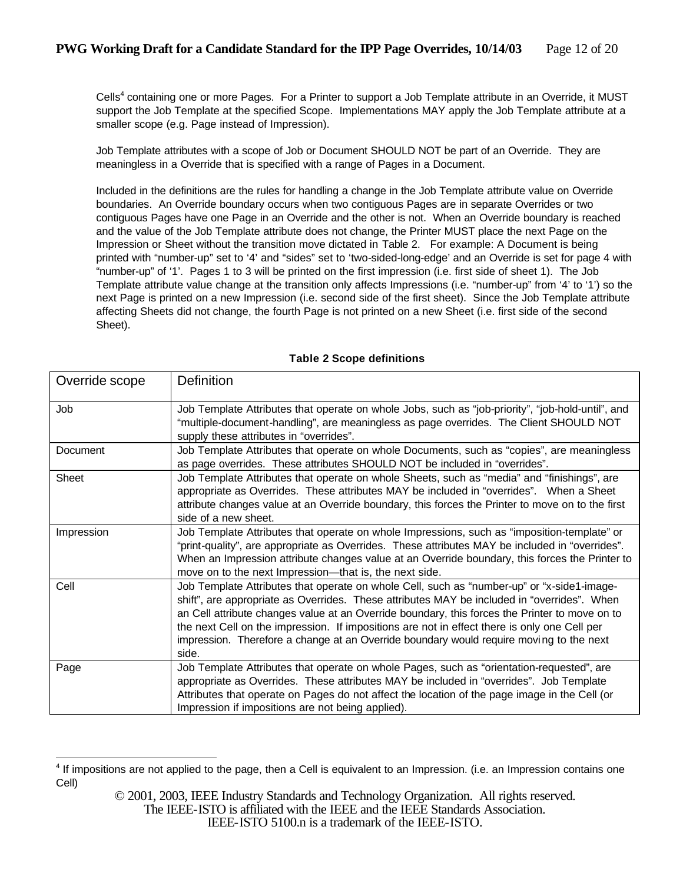Cells[4] containing one or more Pages. For a Printer to support a Job Template attribute in an Override, it MUST support the Job Template at the specified Scope. Implementations MAY apply the Job Template attribute at a smaller scope (e.g. Page instead of Impression).

Job Template attributes with a scope of Job or Document SHOULD NOT be part of an Override. They are meaningless in a Override that is specified with a range of Pages in a Document.

Included in the definitions are the rules for handling a change in the Job Template attribute value on Override boundaries. An Override boundary occurs when two contiguous Pages are in separate Overrides or two contiguous Pages have one Page in an Override and the other is not. When an Override boundary is reached and the value of the Job Template attribute does not change, the Printer MUST place the next Page on the Impression or Sheet without the transition move dictated in Table 2. For example: A Document is being printed with "number-up" set to '4' and "sides" set to 'two-sided-long-edge' and an Override is set for page 4 with "number-up" of '1'. Pages 1 to 3 will be printed on the first impression (i.e. first side of sheet 1). The Job Template attribute value change at the transition only affects Impressions (i.e. "number-up" from '4' to '1') so the next Page is printed on a new Impression (i.e. second side of the first sheet). Since the Job Template attribute affecting Sheets did not change, the fourth Page is not printed on a new Sheet (i.e. first side of the second Sheet).

**Table 2 Scope definitions**

| Override scope | Definition |
|---|---|
| Job | Job Template Attributes that operate on whole Jobs, such as "job-priority", "job-hold-until", and "multiple-document-handling", are meaningless as page overrides. The Client SHOULD NOT supply these attributes in "overrides". |
| Document | Job Template Attributes that operate on whole Documents, such as "copies", are meaningless as page overrides. These attributes SHOULD NOT be included in "overrides". |
| Sheet | Job Template Attributes that operate on whole Sheets, such as "media" and "finishings", are appropriate as Overrides. These attributes MAY be included in "overrides". When a Sheet attribute changes value at an Override boundary, this forces the Printer to move on to the first side of a new sheet. |
| Impression | Job Template Attributes that operate on whole Impressions, such as "imposition-template" or "print-quality", are appropriate as Overrides. These attributes MAY be included in "overrides". When an Impression attribute changes value at an Override boundary, this forces the Printer to move on to the next Impression—that is, the next side. |
| Cell | Job Template Attributes that operate on whole Cell, such as "number-up" or "x-side1-image-shift", are appropriate as Overrides. These attributes MAY be included in "overrides". When an Cell attribute changes value at an Override boundary, this forces the Printer to move on to the next Cell on the impression. If impositions are not in effect there is only one Cell per impression. Therefore a change at an Override boundary would require moving to the next side. |
| Page | Job Template Attributes that operate on whole Pages, such as "orientation-requested", are appropriate as Overrides. These attributes MAY be included in "overrides". Job Template Attributes that operate on Pages do not affect the location of the page image in the Cell (or Impression if impositions are not being applied). |

[4] If impositions are not applied to the page, then a Cell is equivalent to an Impression. (i.e. an Impression contains one Cell)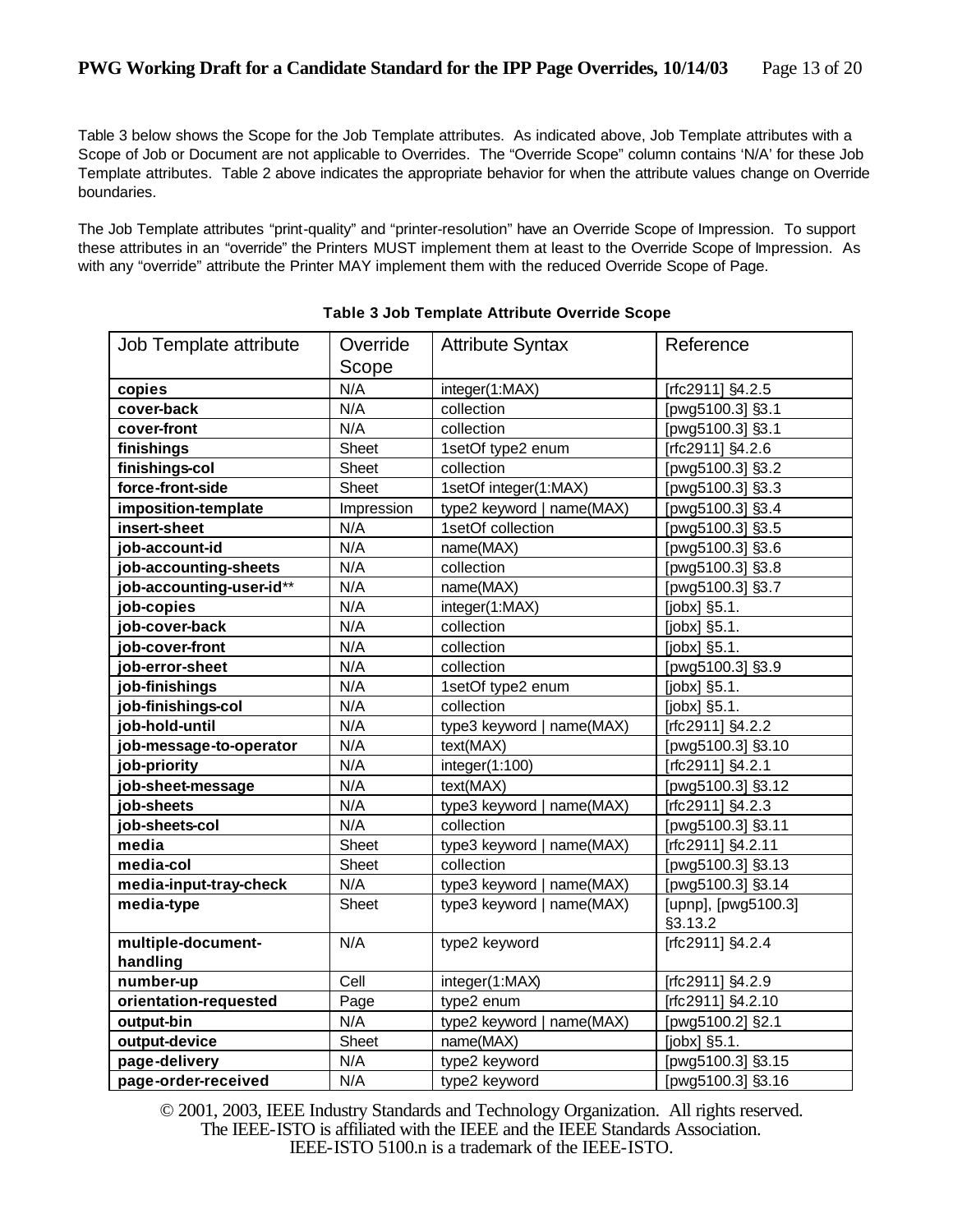Table 3 below shows the Scope for the Job Template attributes. As indicated above, Job Template attributes with a Scope of Job or Document are not applicable to Overrides. The "Override Scope" column contains 'N/A' for these Job Template attributes. Table 2 above indicates the appropriate behavior for when the attribute values change on Override boundaries.

The Job Template attributes "print-quality" and "printer-resolution" have an Override Scope of Impression. To support these attributes in an "override" the Printers MUST implement them at least to the Override Scope of Impression. As with any "override" attribute the Printer MAY implement them with the reduced Override Scope of Page.

**Table 3 Job Template Attribute Override Scope**

| Job Template attribute | Override Scope | Attribute Syntax | Reference |
|---|---|---|---|
| **copies** | N/A | integer(1:MAX) | [rfc2911] §4.2.5 |
| **cover-back** | N/A | collection | [pwg5100.3] §3.1 |
| **cover-front** | N/A | collection | [pwg5100.3] §3.1 |
| **finishings** | Sheet | 1setOf type2 enum | [rfc2911] §4.2.6 |
| **finishings-col** | Sheet | collection | [pwg5100.3] §3.2 |
| **force-front-side** | Sheet | 1setOf integer(1:MAX) | [pwg5100.3] §3.3 |
| **imposition-template** | Impression | type2 keyword \| name(MAX) | [pwg5100.3] §3.4 |
| **insert-sheet** | N/A | 1setOf collection | [pwg5100.3] §3.5 |
| **job-account-id** | N/A | name(MAX) | [pwg5100.3] §3.6 |
| **job-accounting-sheets** | N/A | collection | [pwg5100.3] §3.8 |
| **job-accounting-user-id**** | N/A | name(MAX) | [pwg5100.3] §3.7 |
| **job-copies** | N/A | integer(1:MAX) | [jobx] §5.1. |
| **job-cover-back** | N/A | collection | [jobx] §5.1. |
| **job-cover-front** | N/A | collection | [jobx] §5.1. |
| **job-error-sheet** | N/A | collection | [pwg5100.3] §3.9 |
| **job-finishings** | N/A | 1setOf type2 enum | [jobx] §5.1. |
| **job-finishings-col** | N/A | collection | [jobx] §5.1. |
| **job-hold-until** | N/A | type3 keyword \| name(MAX) | [rfc2911] §4.2.2 |
| **job-message-to-operator** | N/A | text(MAX) | [pwg5100.3] §3.10 |
| **job-priority** | N/A | integer(1:100) | [rfc2911] §4.2.1 |
| **job-sheet-message** | N/A | text(MAX) | [pwg5100.3] §3.12 |
| **job-sheets** | N/A | type3 keyword \| name(MAX) | [rfc2911] §4.2.3 |
| **job-sheets-col** | N/A | collection | [pwg5100.3] §3.11 |
| **media** | Sheet | type3 keyword \| name(MAX) | [rfc2911] §4.2.11 |
| **media-col** | Sheet | collection | [pwg5100.3] §3.13 |
| **media-input-tray-check** | N/A | type3 keyword \| name(MAX) | [pwg5100.3] §3.14 |
| **media-type** | Sheet | type3 keyword \| name(MAX) | [upnp], [pwg5100.3] §3.13.2 |
| **multiple-document-handling** | N/A | type2 keyword | [rfc2911] §4.2.4 |
| **number-up** | Cell | integer(1:MAX) | [rfc2911] §4.2.9 |
| **orientation-requested** | Page | type2 enum | [rfc2911] §4.2.10 |
| **output-bin** | N/A | type2 keyword \| name(MAX) | [pwg5100.2] §2.1 |
| **output-device** | Sheet | name(MAX) | [jobx] §5.1. |
| **page-delivery** | N/A | type2 keyword | [pwg5100.3] §3.15 |
| **page-order-received** | N/A | type2 keyword | [pwg5100.3] §3.16 |

© 2001, 2003, IEEE Industry Standards and Technology Organization. All rights reserved.
The IEEE-ISTO is affiliated with the IEEE and the IEEE Standards Association.
IEEE-ISTO 5100.n is a trademark of the IEEE-ISTO.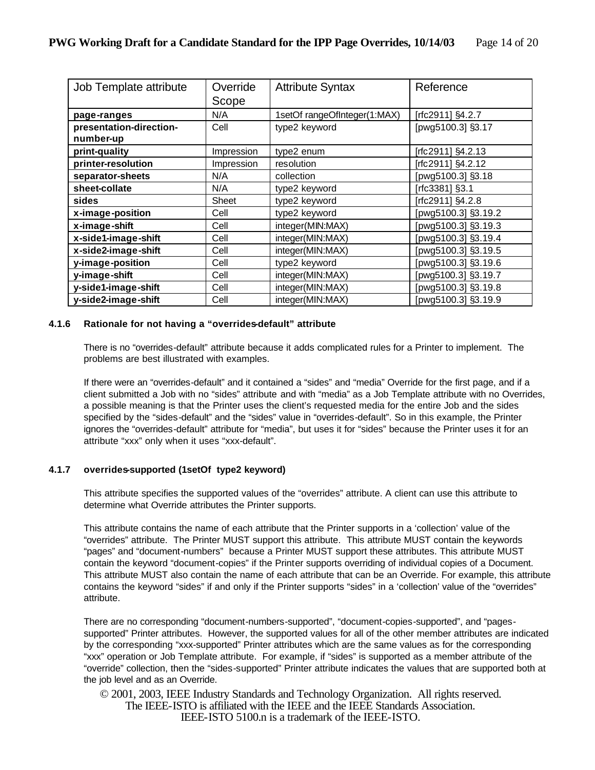| Job Template attribute | Override Scope | Attribute Syntax | Reference |
|---|---|---|---|
| **page-ranges** | N/A | 1setOf rangeOfInteger(1:MAX) | [rfc2911] §4.2.7 |
| **presentation-direction-number-up** | Cell | type2 keyword | [pwg5100.3] §3.17 |
| **print-quality** | Impression | type2 enum | [rfc2911] §4.2.13 |
| **printer-resolution** | Impression | resolution | [rfc2911] §4.2.12 |
| **separator-sheets** | N/A | collection | [pwg5100.3] §3.18 |
| **sheet-collate** | N/A | type2 keyword | [rfc3381] §3.1 |
| **sides** | Sheet | type2 keyword | [rfc2911] §4.2.8 |
| **x-image-position** | Cell | type2 keyword | [pwg5100.3] §3.19.2 |
| **x-image-shift** | Cell | integer(MIN:MAX) | [pwg5100.3] §3.19.3 |
| **x-side1-image-shift** | Cell | integer(MIN:MAX) | [pwg5100.3] §3.19.4 |
| **x-side2-image-shift** | Cell | integer(MIN:MAX) | [pwg5100.3] §3.19.5 |
| **y-image-position** | Cell | type2 keyword | [pwg5100.3] §3.19.6 |
| **y-image-shift** | Cell | integer(MIN:MAX) | [pwg5100.3] §3.19.7 |
| **y-side1-image-shift** | Cell | integer(MIN:MAX) | [pwg5100.3] §3.19.8 |
| **y-side2-image-shift** | Cell | integer(MIN:MAX) | [pwg5100.3] §3.19.9 |

#### 4.1.6 Rationale for not having a "overrides-default" attribute

There is no "overrides-default" attribute because it adds complicated rules for a Printer to implement. The problems are best illustrated with examples.

If there were an "overrides-default" and it contained a "sides" and "media" Override for the first page, and if a client submitted a Job with no "sides" attribute and with "media" as a Job Template attribute with no Overrides, a possible meaning is that the Printer uses the client's requested media for the entire Job and the sides specified by the "sides-default" and the "sides" value in "overrides-default". So in this example, the Printer ignores the "overrides-default" attribute for "media", but uses it for "sides" because the Printer uses it for an attribute "xxx" only when it uses "xxx-default".

#### 4.1.7 overrides-supported (1setOf type2 keyword)

This attribute specifies the supported values of the "overrides" attribute. A client can use this attribute to determine what Override attributes the Printer supports.

This attribute contains the name of each attribute that the Printer supports in a 'collection' value of the "overrides" attribute. The Printer MUST support this attribute. This attribute MUST contain the keywords "pages" and "document-numbers" because a Printer MUST support these attributes. This attribute MUST contain the keyword "document-copies" if the Printer supports overriding of individual copies of a Document. This attribute MUST also contain the name of each attribute that can be an Override. For example, this attribute contains the keyword "sides" if and only if the Printer supports "sides" in a 'collection' value of the "overrides" attribute.

There are no corresponding "document-numbers-supported", "document-copies-supported", and "pages-supported" Printer attributes. However, the supported values for all of the other member attributes are indicated by the corresponding "xxx-supported" Printer attributes which are the same values as for the corresponding "xxx" operation or Job Template attribute. For example, if "sides" is supported as a member attribute of the "override" collection, then the "sides-supported" Printer attribute indicates the values that are supported both at the job level and as an Override.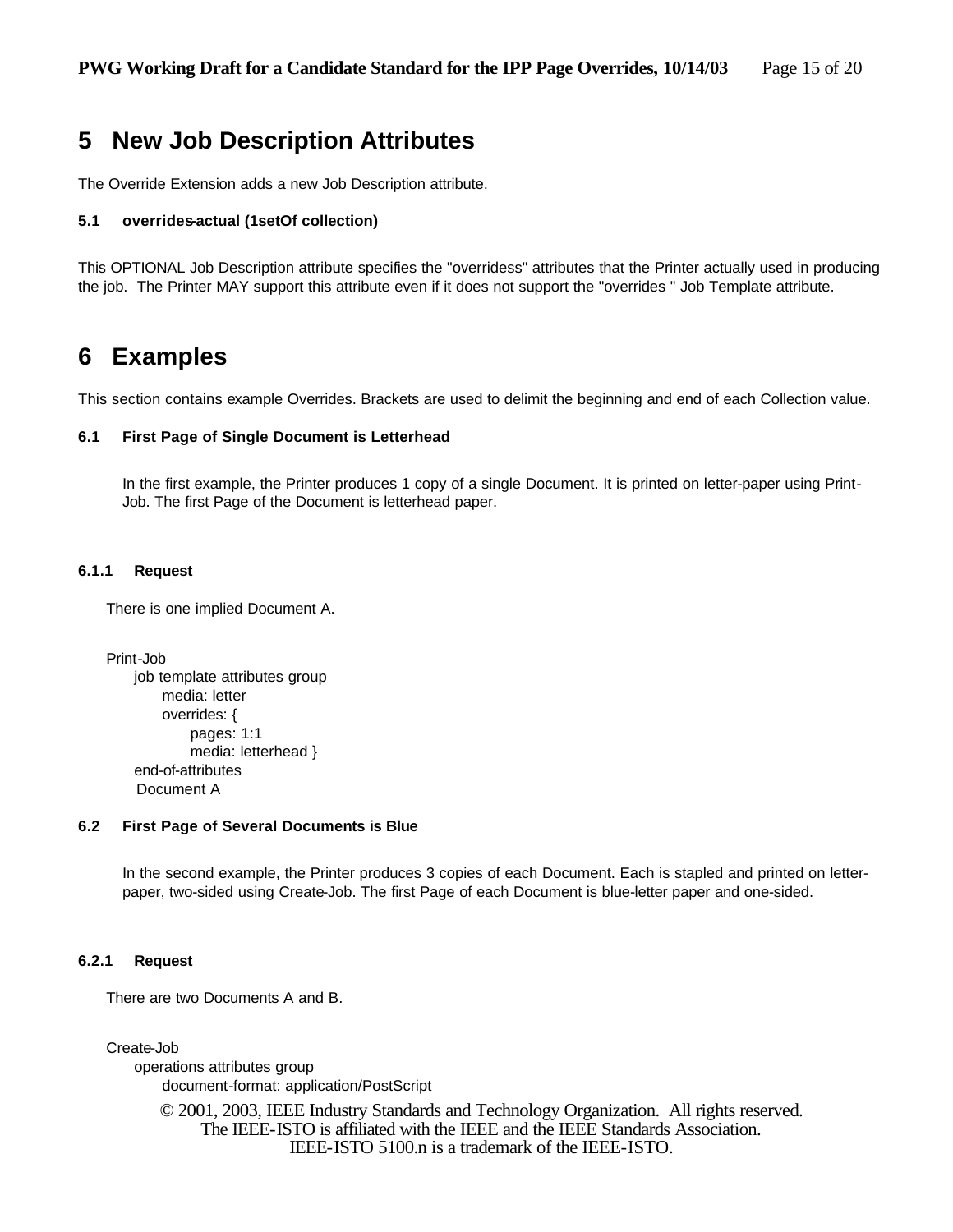# 5 New Job Description Attributes

The Override Extension adds a new Job Description attribute.

### 5.1 overrides-actual (1setOf collection)

This OPTIONAL Job Description attribute specifies the "overridess" attributes that the Printer actually used in producing the job. The Printer MAY support this attribute even if it does not support the "overrides " Job Template attribute.

# 6 Examples

This section contains example Overrides. Brackets are used to delimit the beginning and end of each Collection value.

### 6.1 First Page of Single Document is Letterhead

In the first example, the Printer produces 1 copy of a single Document. It is printed on letter-paper using Print-Job. The first Page of the Document is letterhead paper.

#### 6.1.1 Request

There is one implied Document A.

```
Print-Job
     job template attributes group
          media: letter
          overrides: {
               pages: 1:1
               media: letterhead }
     end-of-attributes
      Document A
```

### 6.2 First Page of Several Documents is Blue

In the second example, the Printer produces 3 copies of each Document. Each is stapled and printed on letter-paper, two-sided using Create-Job. The first Page of each Document is blue-letter paper and one-sided.

#### 6.2.1 Request

There are two Documents A and B.

```
Create-Job
     operations attributes group
          document-format: application/PostScript
```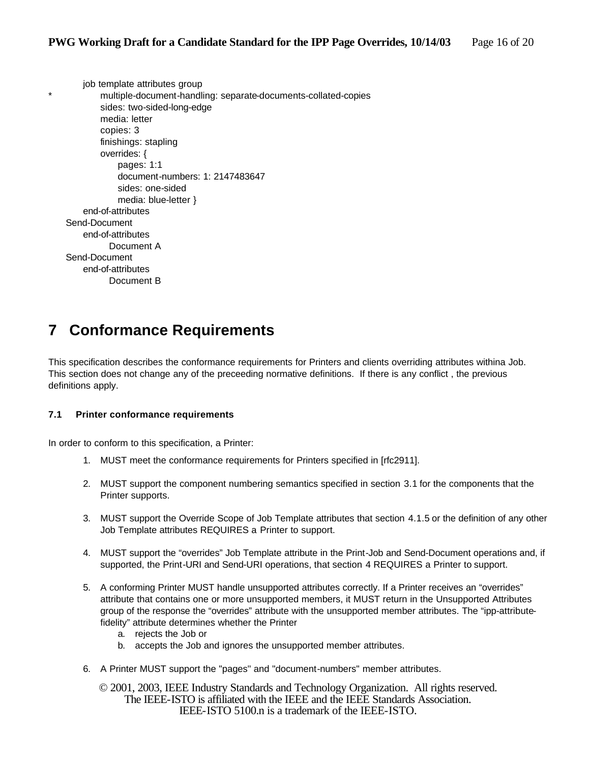```
     job template attributes group
*        multiple-document-handling: separate-documents-collated-copies
         sides: two-sided-long-edge
         media: letter
         copies: 3
         finishings: stapling
         overrides: {
             pages: 1:1
             document-numbers: 1: 2147483647
             sides: one-sided
             media: blue-letter }
     end-of-attributes
 Send-Document
     end-of-attributes
           Document A
 Send-Document
     end-of-attributes
           Document B
```

# 7 Conformance Requirements

This specification describes the conformance requirements for Printers and clients overriding attributes withina Job. This section does not change any of the preceeding normative definitions. If there is any conflict , the previous definitions apply.

### 7.1 Printer conformance requirements

In order to conform to this specification, a Printer:

1. MUST meet the conformance requirements for Printers specified in [rfc2911].

2. MUST support the component numbering semantics specified in section 3.1 for the components that the Printer supports.

3. MUST support the Override Scope of Job Template attributes that section 4.1.5 or the definition of any other Job Template attributes REQUIRES a Printer to support.

4. MUST support the “overrides” Job Template attribute in the Print-Job and Send-Document operations and, if supported, the Print-URI and Send-URI operations, that section 4 REQUIRES a Printer to support.

5. A conforming Printer MUST handle unsupported attributes correctly. If a Printer receives an “overrides” attribute that contains one or more unsupported members, it MUST return in the Unsupported Attributes group of the response the “overrides” attribute with the unsupported member attributes. The “ipp-attribute-fidelity” attribute determines whether the Printer
   a. rejects the Job or
   b. accepts the Job and ignores the unsupported member attributes.

6. A Printer MUST support the "pages" and "document-numbers" member attributes.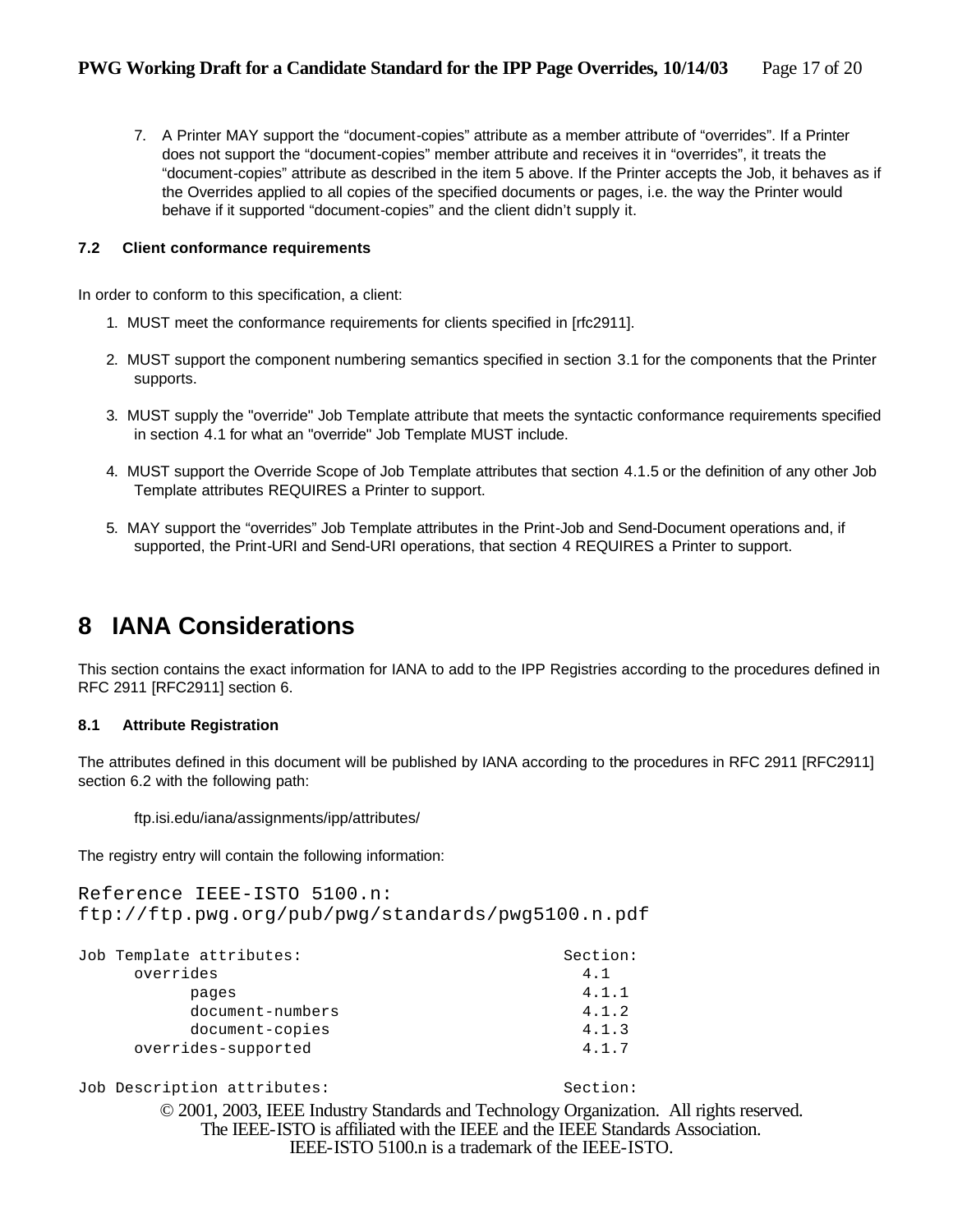7. A Printer MAY support the “document-copies” attribute as a member attribute of “overrides”. If a Printer does not support the “document-copies” member attribute and receives it in “overrides”, it treats the “document-copies” attribute as described in the item 5 above. If the Printer accepts the Job, it behaves as if the Overrides applied to all copies of the specified documents or pages, i.e. the way the Printer would behave if it supported “document-copies” and the client didn’t supply it.

### 7.2 Client conformance requirements

In order to conform to this specification, a client:

1. MUST meet the conformance requirements for clients specified in [rfc2911].

2. MUST support the component numbering semantics specified in section 3.1 for the components that the Printer supports.

3. MUST supply the "override" Job Template attribute that meets the syntactic conformance requirements specified in section 4.1 for what an "override" Job Template MUST include.

4. MUST support the Override Scope of Job Template attributes that section 4.1.5 or the definition of any other Job Template attributes REQUIRES a Printer to support.

5. MAY support the “overrides” Job Template attributes in the Print-Job and Send-Document operations and, if supported, the Print-URI and Send-URI operations, that section 4 REQUIRES a Printer to support.

# 8 IANA Considerations

This section contains the exact information for IANA to add to the IPP Registries according to the procedures defined in RFC 2911 [RFC2911] section 6.

### 8.1 Attribute Registration

The attributes defined in this document will be published by IANA according to the procedures in RFC 2911 [RFC2911] section 6.2 with the following path:

ftp.isi.edu/iana/assignments/ipp/attributes/

The registry entry will contain the following information:

```
Reference IEEE-ISTO 5100.n:
ftp://ftp.pwg.org/pub/pwg/standards/pwg5100.n.pdf

Job Template attributes:                          Section:
      overrides                                     4.1
            pages                                   4.1.1
            document-numbers                        4.1.2
            document-copies                         4.1.3
      overrides-supported                           4.1.7

Job Description attributes:                       Section:
```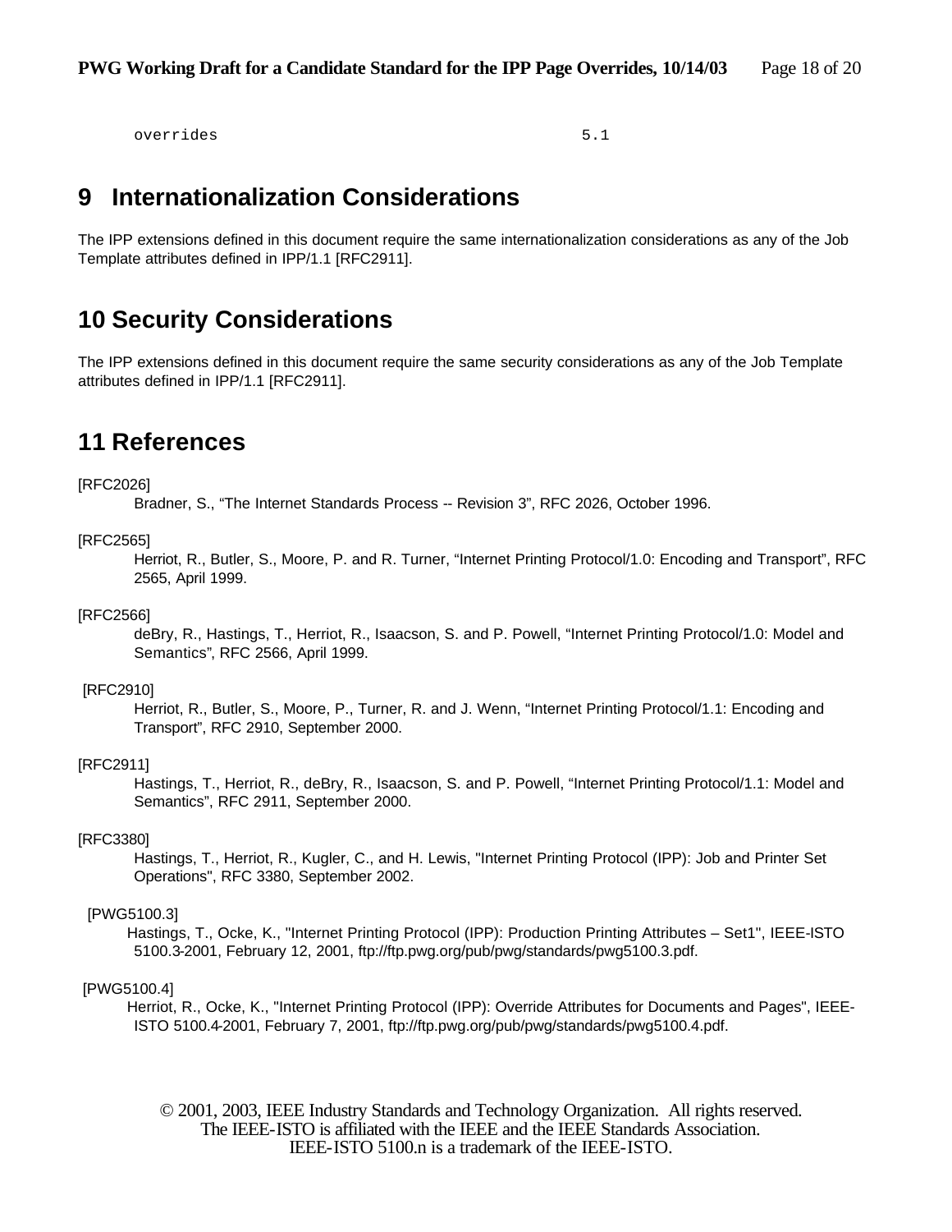```
overrides                                        5.1
```

# 9 Internationalization Considerations

The IPP extensions defined in this document require the same internationalization considerations as any of the Job Template attributes defined in IPP/1.1 [RFC2911].

# 10 Security Considerations

The IPP extensions defined in this document require the same security considerations as any of the Job Template attributes defined in IPP/1.1 [RFC2911].

# 11 References

[RFC2026]
Bradner, S., "The Internet Standards Process -- Revision 3", RFC 2026, October 1996.

[RFC2565]
Herriot, R., Butler, S., Moore, P. and R. Turner, "Internet Printing Protocol/1.0: Encoding and Transport", RFC 2565, April 1999.

[RFC2566]
deBry, R., Hastings, T., Herriot, R., Isaacson, S. and P. Powell, "Internet Printing Protocol/1.0: Model and Semantics", RFC 2566, April 1999.

[RFC2910]
Herriot, R., Butler, S., Moore, P., Turner, R. and J. Wenn, "Internet Printing Protocol/1.1: Encoding and Transport", RFC 2910, September 2000.

[RFC2911]
Hastings, T., Herriot, R., deBry, R., Isaacson, S. and P. Powell, "Internet Printing Protocol/1.1: Model and Semantics", RFC 2911, September 2000.

[RFC3380]
Hastings, T., Herriot, R., Kugler, C., and H. Lewis, "Internet Printing Protocol (IPP): Job and Printer Set Operations", RFC 3380, September 2002.

[PWG5100.3]
Hastings, T., Ocke, K., "Internet Printing Protocol (IPP): Production Printing Attributes – Set1", IEEE-ISTO 5100.3-2001, February 12, 2001, ftp://ftp.pwg.org/pub/pwg/standards/pwg5100.3.pdf.

[PWG5100.4]
Herriot, R., Ocke, K., "Internet Printing Protocol (IPP): Override Attributes for Documents and Pages", IEEE-ISTO 5100.4-2001, February 7, 2001, ftp://ftp.pwg.org/pub/pwg/standards/pwg5100.4.pdf.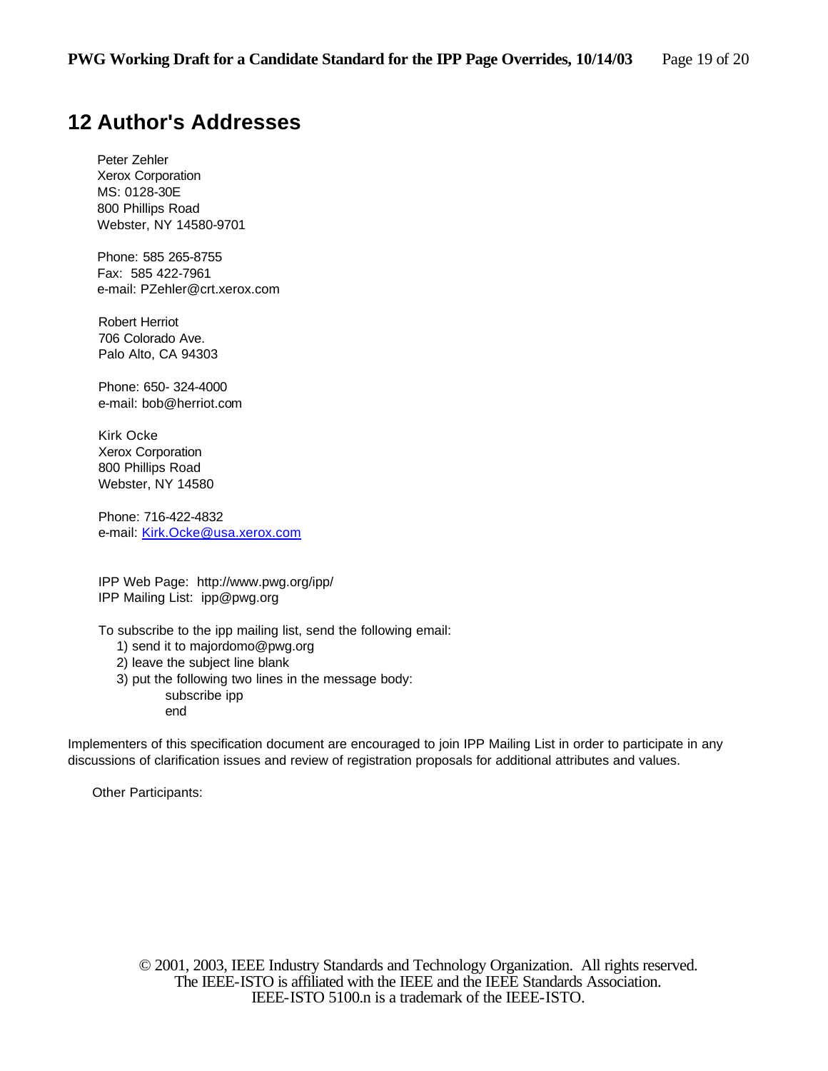# 12 Author's Addresses

Peter Zehler
Xerox Corporation
MS: 0128-30E
800 Phillips Road
Webster, NY 14580-9701

Phone: 585 265-8755
Fax: 585 422-7961
e-mail: PZehler@crt.xerox.com

Robert Herriot
706 Colorado Ave.
Palo Alto, CA 94303

Phone: 650- 324-4000
e-mail: bob@herriot.com

Kirk Ocke
Xerox Corporation
800 Phillips Road
Webster, NY 14580

Phone: 716-422-4832
e-mail: Kirk.Ocke@usa.xerox.com

IPP Web Page: http://www.pwg.org/ipp/
IPP Mailing List: ipp@pwg.org

To subscribe to the ipp mailing list, send the following email:

1) send it to majordomo@pwg.org
2) leave the subject line blank
3) put the following two lines in the message body:

    subscribe ipp
    end

Implementers of this specification document are encouraged to join IPP Mailing List in order to participate in any discussions of clarification issues and review of registration proposals for additional attributes and values.

Other Participants: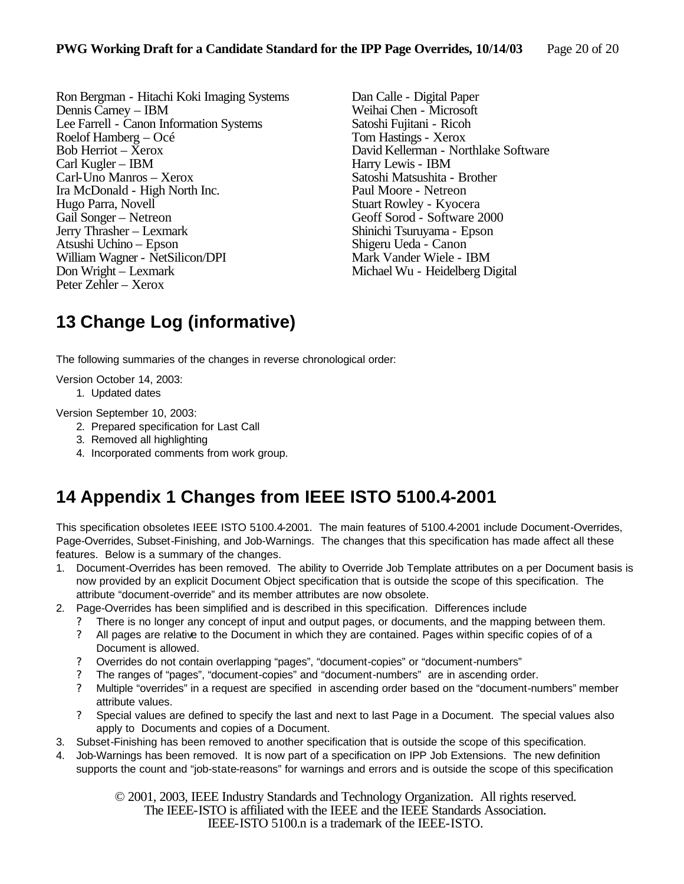Ron Bergman - Hitachi Koki Imaging Systems
Dennis Carney – IBM
Lee Farrell - Canon Information Systems
Roelof Hamberg – Océ
Bob Herriot – Xerox
Carl Kugler – IBM
Carl-Uno Manros – Xerox
Ira McDonald - High North Inc.
Hugo Parra, Novell
Gail Songer – Netreon
Jerry Thrasher – Lexmark
Atsushi Uchino – Epson
William Wagner - NetSilicon/DPI
Don Wright – Lexmark
Peter Zehler – Xerox
Dan Calle - Digital Paper
Weihai Chen - Microsoft
Satoshi Fujitani - Ricoh
Tom Hastings - Xerox
David Kellerman - Northlake Software
Harry Lewis - IBM
Satoshi Matsushita - Brother
Paul Moore - Netreon
Stuart Rowley - Kyocera
Geoff Sorod - Software 2000
Shinichi Tsuruyama - Epson
Shigeru Ueda - Canon
Mark Vander Wiele - IBM
Michael Wu - Heidelberg Digital

# 13 Change Log (informative)

The following summaries of the changes in reverse chronological order:

Version October 14, 2003:

1. Updated dates

Version September 10, 2003:

2. Prepared specification for Last Call
3. Removed all highlighting
4. Incorporated comments from work group.

# 14 Appendix 1 Changes from IEEE ISTO 5100.4-2001

This specification obsoletes IEEE ISTO 5100.4-2001. The main features of 5100.4-2001 include Document-Overrides, Page-Overrides, Subset-Finishing, and Job-Warnings. The changes that this specification has made affect all these features. Below is a summary of the changes.

1. Document-Overrides has been removed. The ability to Override Job Template attributes on a per Document basis is now provided by an explicit Document Object specification that is outside the scope of this specification. The attribute "document-override" and its member attributes are now obsolete.
2. Page-Overrides has been simplified and is described in this specification. Differences include
   - There is no longer any concept of input and output pages, or documents, and the mapping between them.
   - All pages are relative to the Document in which they are contained. Pages within specific copies of of a Document is allowed.
   - Overrides do not contain overlapping "pages", "document-copies" or "document-numbers"
   - The ranges of "pages", "document-copies" and "document-numbers" are in ascending order.
   - Multiple "overrides" in a request are specified in ascending order based on the "document-numbers" member attribute values.
   - Special values are defined to specify the last and next to last Page in a Document. The special values also apply to Documents and copies of a Document.
3. Subset-Finishing has been removed to another specification that is outside the scope of this specification.
4. Job-Warnings has been removed. It is now part of a specification on IPP Job Extensions. The new definition supports the count and "job-state-reasons" for warnings and errors and is outside the scope of this specification

© 2001, 2003, IEEE Industry Standards and Technology Organization. All rights reserved.
The IEEE-ISTO is affiliated with the IEEE and the IEEE Standards Association.
IEEE-ISTO 5100.n is a trademark of the IEEE-ISTO.